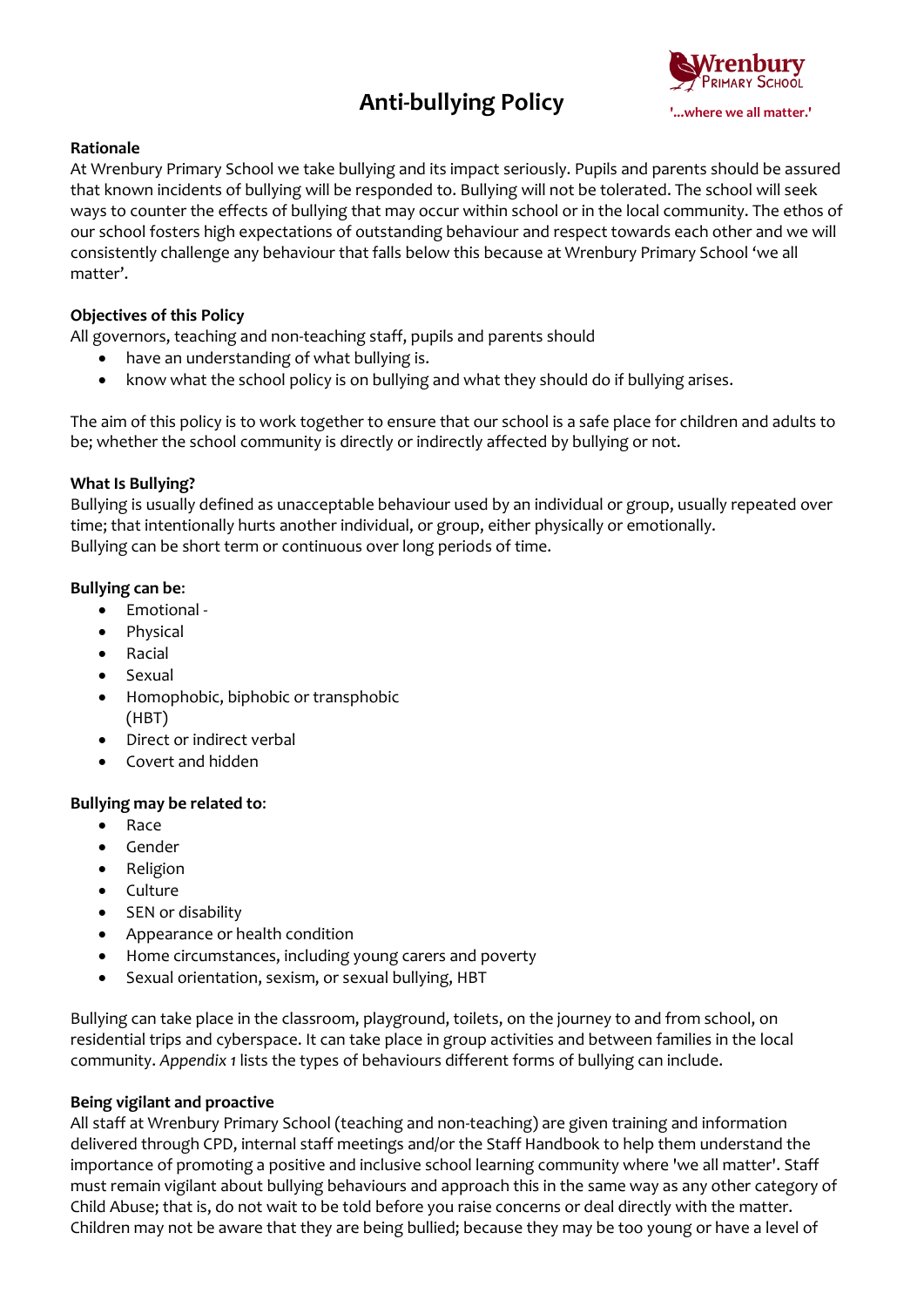# Anti-bullying Policy

Wrenbury Primary School

'...where we all matter.'

**Rationale**

At Wrenbury Primary School we take bullying and its impact seriously. Pupils and parents should be assured that known incidents of bullying will be responded to. Bullying will not be tolerated. The school will seek ways to counter the effects of bullying that may occur within school or in the local community. The ethos of our school fosters high expectations of outstanding behaviour and respect towards each other and we will consistently challenge any behaviour that falls below this because at Wrenbury Primary School 'we all matter'.

**Objectives of this Policy**

All governors, teaching and non-teaching staff, pupils and parents should

- have an understanding of what bullying is.
- know what the school policy is on bullying and what they should do if bullying arises.

The aim of this policy is to work together to ensure that our school is a safe place for children and adults to be; whether the school community is directly or indirectly affected by bullying or not.

**What Is Bullying?**

Bullying is usually defined as unacceptable behaviour used by an individual or group, usually repeated over time; that intentionally hurts another individual, or group, either physically or emotionally.
Bullying can be short term or continuous over long periods of time.

**Bullying can be**:

- Emotional -
- Physical
- Racial
- Sexual
- Homophobic, biphobic or transphobic (HBT)
- Direct or indirect verbal
- Covert and hidden

**Bullying may be related to**:

- Race
- Gender
- Religion
- Culture
- SEN or disability
- Appearance or health condition
- Home circumstances, including young carers and poverty
- Sexual orientation, sexism, or sexual bullying, HBT

Bullying can take place in the classroom, playground, toilets, on the journey to and from school, on residential trips and cyberspace. It can take place in group activities and between families in the local community. *Appendix 1* lists the types of behaviours different forms of bullying can include.

**Being vigilant and proactive**

All staff at Wrenbury Primary School (teaching and non-teaching) are given training and information delivered through CPD, internal staff meetings and/or the Staff Handbook to help them understand the importance of promoting a positive and inclusive school learning community where 'we all matter'. Staff must remain vigilant about bullying behaviours and approach this in the same way as any other category of Child Abuse; that is, do not wait to be told before you raise concerns or deal directly with the matter. Children may not be aware that they are being bullied; because they may be too young or have a level of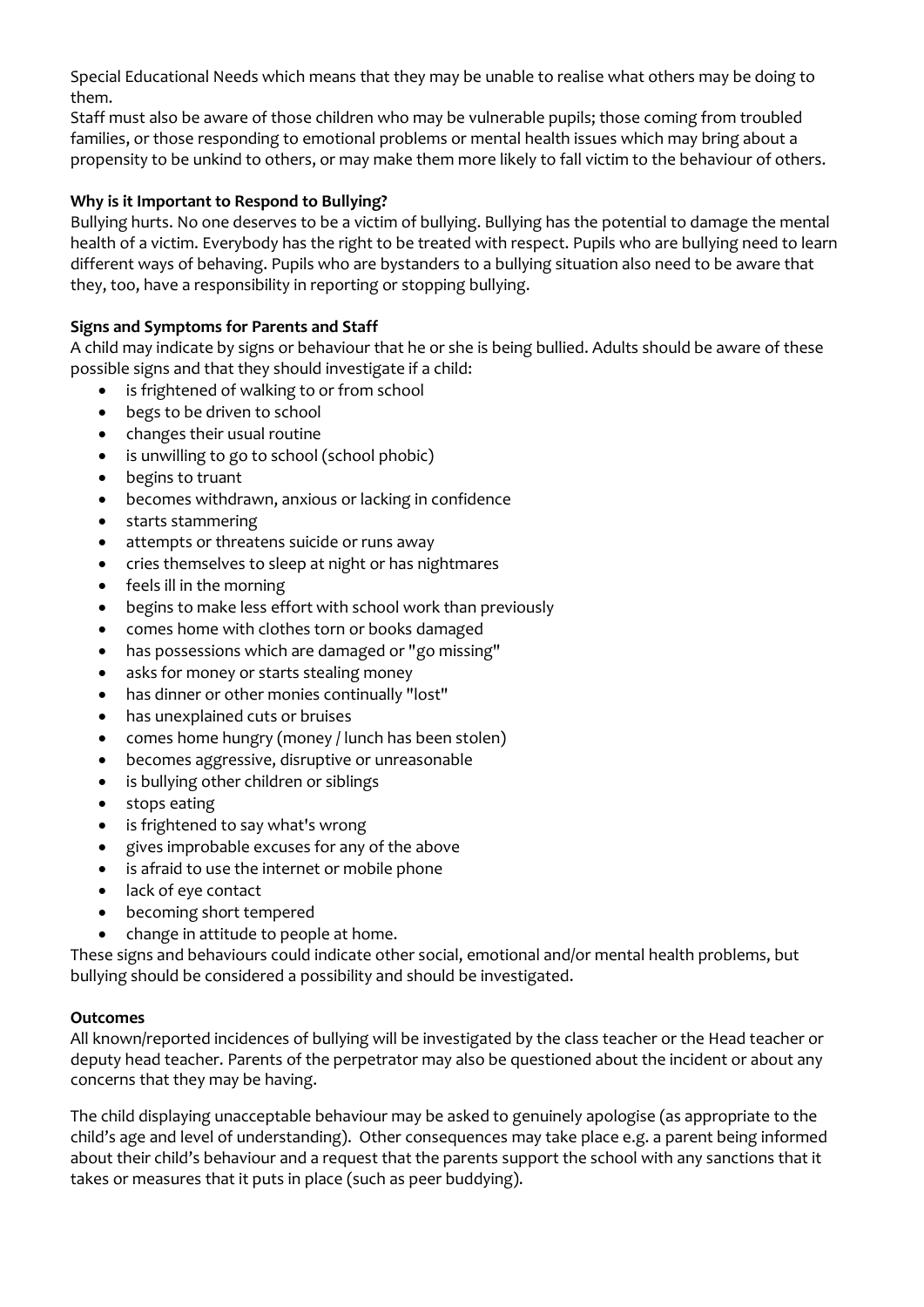Special Educational Needs which means that they may be unable to realise what others may be doing to them.

Staff must also be aware of those children who may be vulnerable pupils; those coming from troubled families, or those responding to emotional problems or mental health issues which may bring about a propensity to be unkind to others, or may make them more likely to fall victim to the behaviour of others.

**Why is it Important to Respond to Bullying?**

Bullying hurts. No one deserves to be a victim of bullying. Bullying has the potential to damage the mental health of a victim. Everybody has the right to be treated with respect. Pupils who are bullying need to learn different ways of behaving. Pupils who are bystanders to a bullying situation also need to be aware that they, too, have a responsibility in reporting or stopping bullying.

**Signs and Symptoms for Parents and Staff**

A child may indicate by signs or behaviour that he or she is being bullied. Adults should be aware of these possible signs and that they should investigate if a child:

- is frightened of walking to or from school
- begs to be driven to school
- changes their usual routine
- is unwilling to go to school (school phobic)
- begins to truant
- becomes withdrawn, anxious or lacking in confidence
- starts stammering
- attempts or threatens suicide or runs away
- cries themselves to sleep at night or has nightmares
- feels ill in the morning
- begins to make less effort with school work than previously
- comes home with clothes torn or books damaged
- has possessions which are damaged or "go missing"
- asks for money or starts stealing money
- has dinner or other monies continually "lost"
- has unexplained cuts or bruises
- comes home hungry (money / lunch has been stolen)
- becomes aggressive, disruptive or unreasonable
- is bullying other children or siblings
- stops eating
- is frightened to say what's wrong
- gives improbable excuses for any of the above
- is afraid to use the internet or mobile phone
- lack of eye contact
- becoming short tempered
- change in attitude to people at home.

These signs and behaviours could indicate other social, emotional and/or mental health problems, but bullying should be considered a possibility and should be investigated.

**Outcomes**

All known/reported incidences of bullying will be investigated by the class teacher or the Head teacher or deputy head teacher. Parents of the perpetrator may also be questioned about the incident or about any concerns that they may be having.

The child displaying unacceptable behaviour may be asked to genuinely apologise (as appropriate to the child's age and level of understanding). Other consequences may take place e.g. a parent being informed about their child's behaviour and a request that the parents support the school with any sanctions that it takes or measures that it puts in place (such as peer buddying).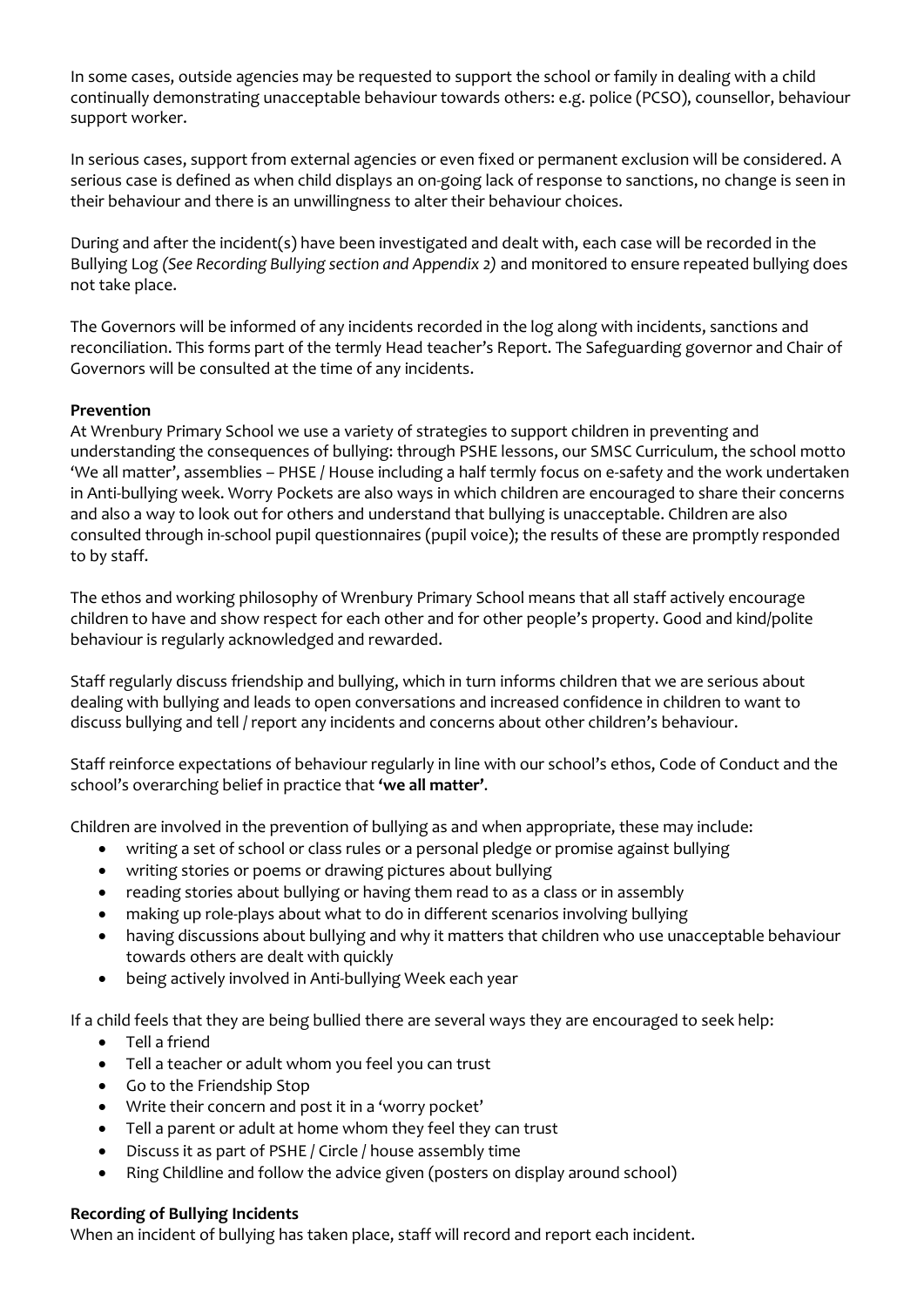In some cases, outside agencies may be requested to support the school or family in dealing with a child continually demonstrating unacceptable behaviour towards others: e.g. police (PCSO), counsellor, behaviour support worker.

In serious cases, support from external agencies or even fixed or permanent exclusion will be considered. A serious case is defined as when child displays an on-going lack of response to sanctions, no change is seen in their behaviour and there is an unwillingness to alter their behaviour choices.

During and after the incident(s) have been investigated and dealt with, each case will be recorded in the Bullying Log *(See Recording Bullying section and Appendix 2)* and monitored to ensure repeated bullying does not take place.

The Governors will be informed of any incidents recorded in the log along with incidents, sanctions and reconciliation. This forms part of the termly Head teacher's Report. The Safeguarding governor and Chair of Governors will be consulted at the time of any incidents.

**Prevention**

At Wrenbury Primary School we use a variety of strategies to support children in preventing and understanding the consequences of bullying: through PSHE lessons, our SMSC Curriculum, the school motto 'We all matter', assemblies – PHSE / House including a half termly focus on e-safety and the work undertaken in Anti-bullying week. Worry Pockets are also ways in which children are encouraged to share their concerns and also a way to look out for others and understand that bullying is unacceptable. Children are also consulted through in-school pupil questionnaires (pupil voice); the results of these are promptly responded to by staff.

The ethos and working philosophy of Wrenbury Primary School means that all staff actively encourage children to have and show respect for each other and for other people's property. Good and kind/polite behaviour is regularly acknowledged and rewarded.

Staff regularly discuss friendship and bullying, which in turn informs children that we are serious about dealing with bullying and leads to open conversations and increased confidence in children to want to discuss bullying and tell / report any incidents and concerns about other children's behaviour.

Staff reinforce expectations of behaviour regularly in line with our school's ethos, Code of Conduct and the school's overarching belief in practice that **'we all matter'**.

Children are involved in the prevention of bullying as and when appropriate, these may include:

- writing a set of school or class rules or a personal pledge or promise against bullying
- writing stories or poems or drawing pictures about bullying
- reading stories about bullying or having them read to as a class or in assembly
- making up role-plays about what to do in different scenarios involving bullying
- having discussions about bullying and why it matters that children who use unacceptable behaviour towards others are dealt with quickly
- being actively involved in Anti-bullying Week each year

If a child feels that they are being bullied there are several ways they are encouraged to seek help:

- Tell a friend
- Tell a teacher or adult whom you feel you can trust
- Go to the Friendship Stop
- Write their concern and post it in a 'worry pocket'
- Tell a parent or adult at home whom they feel they can trust
- Discuss it as part of PSHE / Circle / house assembly time
- Ring Childline and follow the advice given (posters on display around school)

**Recording of Bullying Incidents**

When an incident of bullying has taken place, staff will record and report each incident.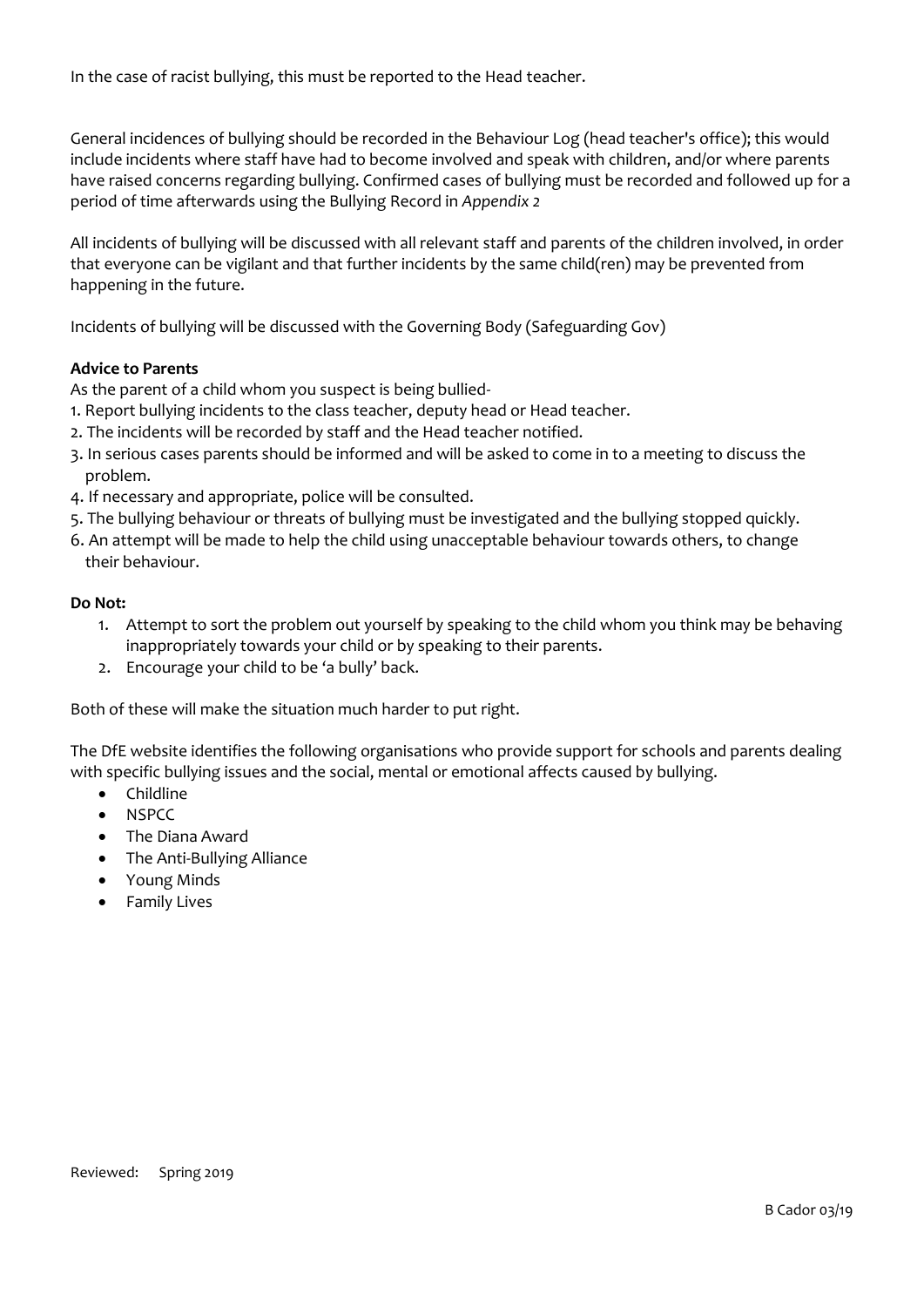In the case of racist bullying, this must be reported to the Head teacher.

General incidences of bullying should be recorded in the Behaviour Log (head teacher's office); this would include incidents where staff have had to become involved and speak with children, and/or where parents have raised concerns regarding bullying. Confirmed cases of bullying must be recorded and followed up for a period of time afterwards using the Bullying Record in *Appendix 2*

All incidents of bullying will be discussed with all relevant staff and parents of the children involved, in order that everyone can be vigilant and that further incidents by the same child(ren) may be prevented from happening in the future.

Incidents of bullying will be discussed with the Governing Body (Safeguarding Gov)

**Advice to Parents**

As the parent of a child whom you suspect is being bullied-

1. Report bullying incidents to the class teacher, deputy head or Head teacher.
2. The incidents will be recorded by staff and the Head teacher notified.
3. In serious cases parents should be informed and will be asked to come in to a meeting to discuss the problem.
4. If necessary and appropriate, police will be consulted.
5. The bullying behaviour or threats of bullying must be investigated and the bullying stopped quickly.
6. An attempt will be made to help the child using unacceptable behaviour towards others, to change their behaviour.

**Do Not:**

1. Attempt to sort the problem out yourself by speaking to the child whom you think may be behaving inappropriately towards your child or by speaking to their parents.
2. Encourage your child to be 'a bully' back.

Both of these will make the situation much harder to put right.

The DfE website identifies the following organisations who provide support for schools and parents dealing with specific bullying issues and the social, mental or emotional affects caused by bullying.

- Childline
- NSPCC
- The Diana Award
- The Anti-Bullying Alliance
- Young Minds
- Family Lives

Reviewed: Spring 2019

B Cador 03/19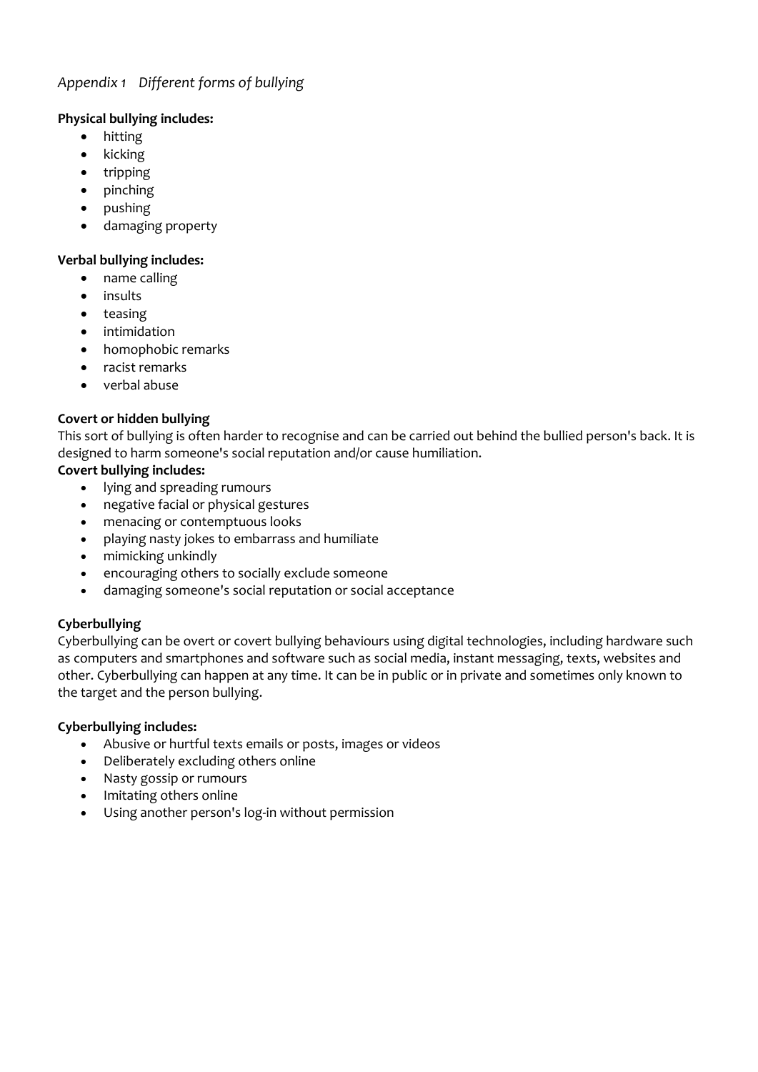*Appendix 1 Different forms of bullying*

**Physical bullying includes:**

- hitting
- kicking
- tripping
- pinching
- pushing
- damaging property

**Verbal bullying includes:**

- name calling
- insults
- teasing
- intimidation
- homophobic remarks
- racist remarks
- verbal abuse

**Covert or hidden bullying**

This sort of bullying is often harder to recognise and can be carried out behind the bullied person's back. It is designed to harm someone's social reputation and/or cause humiliation.

**Covert bullying includes:**

- lying and spreading rumours
- negative facial or physical gestures
- menacing or contemptuous looks
- playing nasty jokes to embarrass and humiliate
- mimicking unkindly
- encouraging others to socially exclude someone
- damaging someone's social reputation or social acceptance

**Cyberbullying**

Cyberbullying can be overt or covert bullying behaviours using digital technologies, including hardware such as computers and smartphones and software such as social media, instant messaging, texts, websites and other. Cyberbullying can happen at any time. It can be in public or in private and sometimes only known to the target and the person bullying.

**Cyberbullying includes:**

- Abusive or hurtful texts emails or posts, images or videos
- Deliberately excluding others online
- Nasty gossip or rumours
- Imitating others online
- Using another person's log-in without permission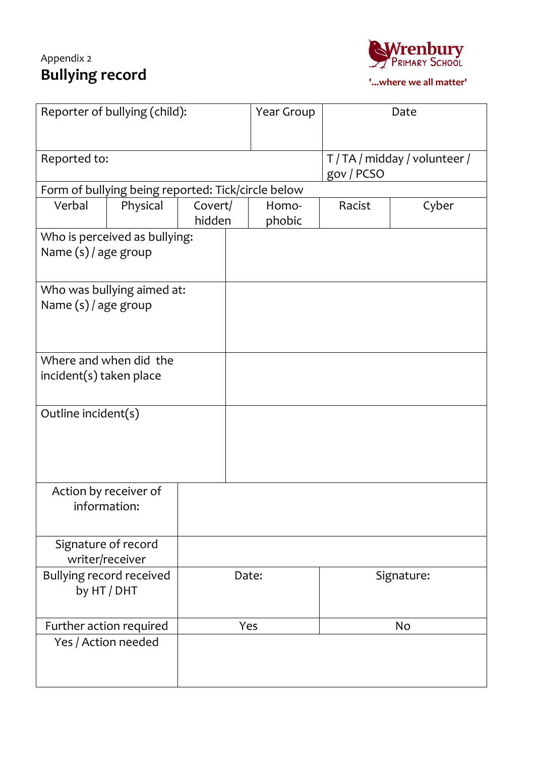Appendix 2

# Bullying record

**Wrenbury Primary School**

**'...where we all matter'**

| | | | | | |
|---|---|---|---|---|---|
| Reporter of bullying (child): | | | Year Group | Date | |
| Reported to: | | | | T / TA / midday / volunteer / gov / PCSO | |
| Form of bullying being reported: Tick/circle below | | | | | |
| Verbal | Physical | Covert/ hidden | Homo-phobic | Racist | Cyber |
| Who is perceived as bullying: Name (s) / age group | | | | | |
| Who was bullying aimed at: Name (s) / age group | | | | | |
| Where and when did the incident(s) taken place | | | | | |
| Outline incident(s) | | | | | |
| Action by receiver of information: | | | | | |
| Signature of record writer/receiver | | | | | |
| Bullying record received by HT / DHT | Date: | | | Signature: | |
| Further action required | Yes | | | No | |
| Yes / Action needed | | | | | |